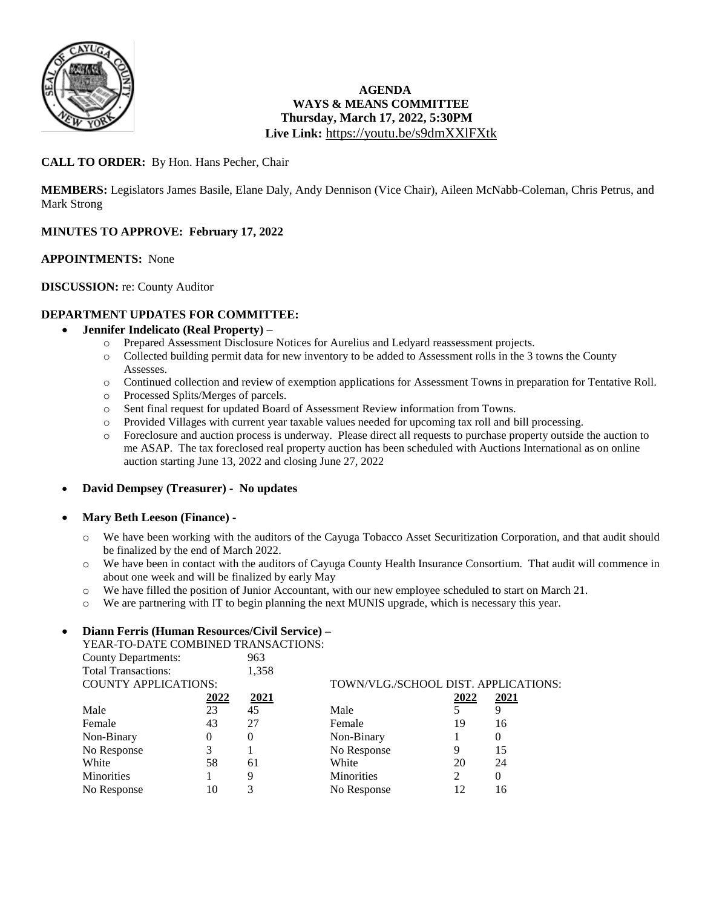**AGENDA**
**WAYS & MEANS COMMITTEE**
**Thursday, March 17, 2022, 5:30PM**
**Live Link:** https://youtu.be/s9dmXXlFXtk

**CALL TO ORDER:** By Hon. Hans Pecher, Chair

**MEMBERS:** Legislators James Basile, Elane Daly, Andy Dennison (Vice Chair), Aileen McNabb-Coleman, Chris Petrus, and Mark Strong

**MINUTES TO APPROVE: February 17, 2022**

**APPOINTMENTS:** None

**DISCUSSION:** re: County Auditor

**DEPARTMENT UPDATES FOR COMMITTEE:**

- **Jennifer Indelicato (Real Property) –**
  - Prepared Assessment Disclosure Notices for Aurelius and Ledyard reassessment projects.
  - Collected building permit data for new inventory to be added to Assessment rolls in the 3 towns the County Assesses.
  - Continued collection and review of exemption applications for Assessment Towns in preparation for Tentative Roll.
  - Processed Splits/Merges of parcels.
  - Sent final request for updated Board of Assessment Review information from Towns.
  - Provided Villages with current year taxable values needed for upcoming tax roll and bill processing.
  - Foreclosure and auction process is underway. Please direct all requests to purchase property outside the auction to me ASAP. The tax foreclosed real property auction has been scheduled with Auctions International as on online auction starting June 13, 2022 and closing June 27, 2022

- **David Dempsey (Treasurer) - No updates**

- **Mary Beth Leeson (Finance) -**
  - We have been working with the auditors of the Cayuga Tobacco Asset Securitization Corporation, and that audit should be finalized by the end of March 2022.
  - We have been in contact with the auditors of Cayuga County Health Insurance Consortium. That audit will commence in about one week and will be finalized by early May
  - We have filled the position of Junior Accountant, with our new employee scheduled to start on March 21.
  - We are partnering with IT to begin planning the next MUNIS upgrade, which is necessary this year.

- **Diann Ferris (Human Resources/Civil Service) –**

YEAR-TO-DATE COMBINED TRANSACTIONS:

| | |
|---|---|
| County Departments: | 963 |
| Total Transactions: | 1,358 |

COUNTY APPLICATIONS:

| | **2022** | **2021** |
|---|---|---|
| Male | 23 | 45 |
| Female | 43 | 27 |
| Non-Binary | 0 | 0 |
| No Response | 3 | 1 |
| White | 58 | 61 |
| Minorities | 1 | 9 |
| No Response | 10 | 3 |

TOWN/VLG./SCHOOL DIST. APPLICATIONS:

| | **2022** | **2021** |
|---|---|---|
| Male | 5 | 9 |
| Female | 19 | 16 |
| Non-Binary | 1 | 0 |
| No Response | 9 | 15 |
| White | 20 | 24 |
| Minorities | 2 | 0 |
| No Response | 12 | 16 |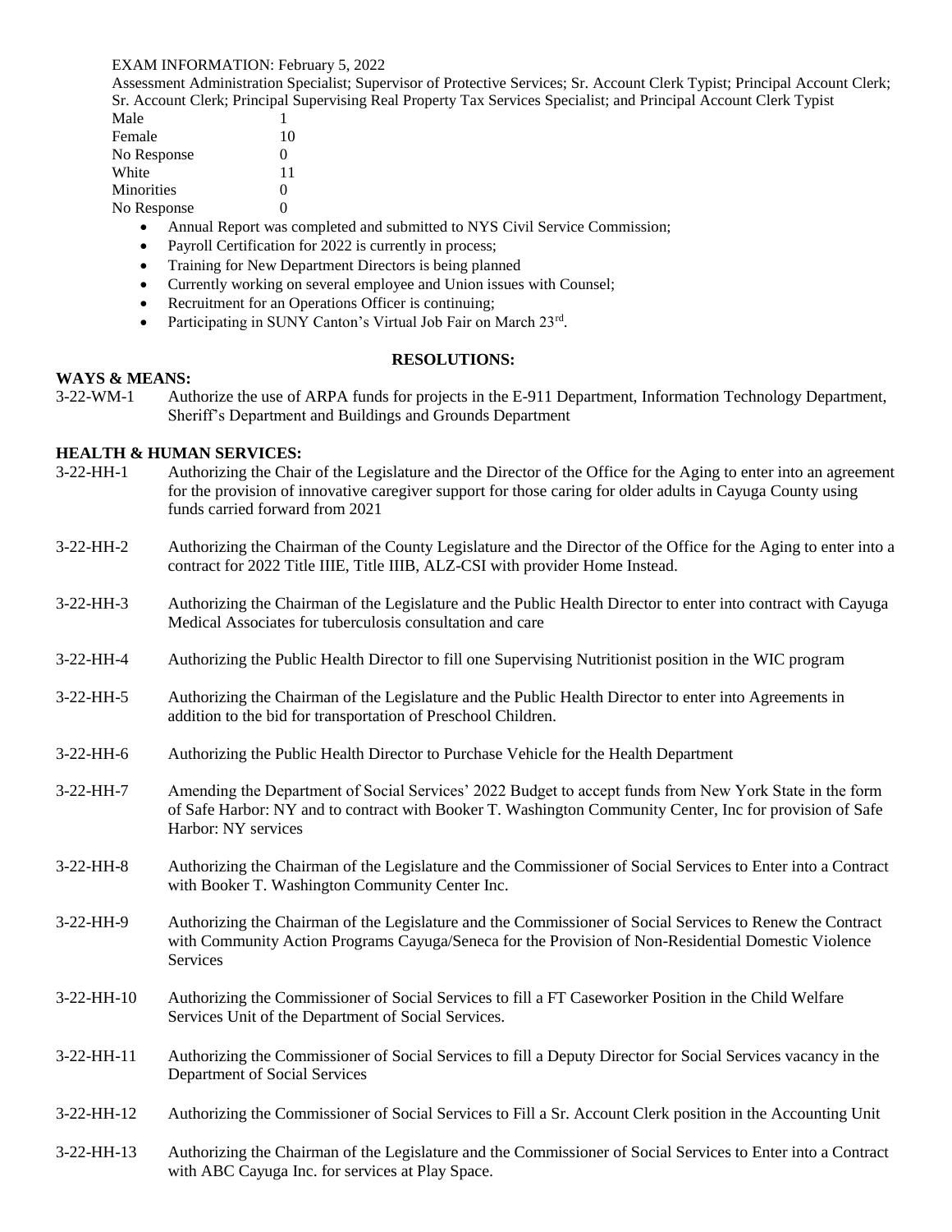EXAM INFORMATION: February 5, 2022

Assessment Administration Specialist; Supervisor of Protective Services; Sr. Account Clerk Typist; Principal Account Clerk; Sr. Account Clerk; Principal Supervising Real Property Tax Services Specialist; and Principal Account Clerk Typist

| | |
|---|---|
| Male | 1 |
| Female | 10 |
| No Response | 0 |
| White | 11 |
| Minorities | 0 |
| No Response | 0 |

- Annual Report was completed and submitted to NYS Civil Service Commission;
- Payroll Certification for 2022 is currently in process;
- Training for New Department Directors is being planned
- Currently working on several employee and Union issues with Counsel;
- Recruitment for an Operations Officer is continuing;
- Participating in SUNY Canton's Virtual Job Fair on March 23rd.

## RESOLUTIONS:

**WAYS & MEANS:**

3-22-WM-1 Authorize the use of ARPA funds for projects in the E-911 Department, Information Technology Department, Sheriff's Department and Buildings and Grounds Department

**HEALTH & HUMAN SERVICES:**

3-22-HH-1 Authorizing the Chair of the Legislature and the Director of the Office for the Aging to enter into an agreement for the provision of innovative caregiver support for those caring for older adults in Cayuga County using funds carried forward from 2021

3-22-HH-2 Authorizing the Chairman of the County Legislature and the Director of the Office for the Aging to enter into a contract for 2022 Title IIIE, Title IIIB, ALZ-CSI with provider Home Instead.

3-22-HH-3 Authorizing the Chairman of the Legislature and the Public Health Director to enter into contract with Cayuga Medical Associates for tuberculosis consultation and care

3-22-HH-4 Authorizing the Public Health Director to fill one Supervising Nutritionist position in the WIC program

3-22-HH-5 Authorizing the Chairman of the Legislature and the Public Health Director to enter into Agreements in addition to the bid for transportation of Preschool Children.

3-22-HH-6 Authorizing the Public Health Director to Purchase Vehicle for the Health Department

3-22-HH-7 Amending the Department of Social Services' 2022 Budget to accept funds from New York State in the form of Safe Harbor: NY and to contract with Booker T. Washington Community Center, Inc for provision of Safe Harbor: NY services

3-22-HH-8 Authorizing the Chairman of the Legislature and the Commissioner of Social Services to Enter into a Contract with Booker T. Washington Community Center Inc.

3-22-HH-9 Authorizing the Chairman of the Legislature and the Commissioner of Social Services to Renew the Contract with Community Action Programs Cayuga/Seneca for the Provision of Non-Residential Domestic Violence Services

3-22-HH-10 Authorizing the Commissioner of Social Services to fill a FT Caseworker Position in the Child Welfare Services Unit of the Department of Social Services.

3-22-HH-11 Authorizing the Commissioner of Social Services to fill a Deputy Director for Social Services vacancy in the Department of Social Services

3-22-HH-12 Authorizing the Commissioner of Social Services to Fill a Sr. Account Clerk position in the Accounting Unit

3-22-HH-13 Authorizing the Chairman of the Legislature and the Commissioner of Social Services to Enter into a Contract with ABC Cayuga Inc. for services at Play Space.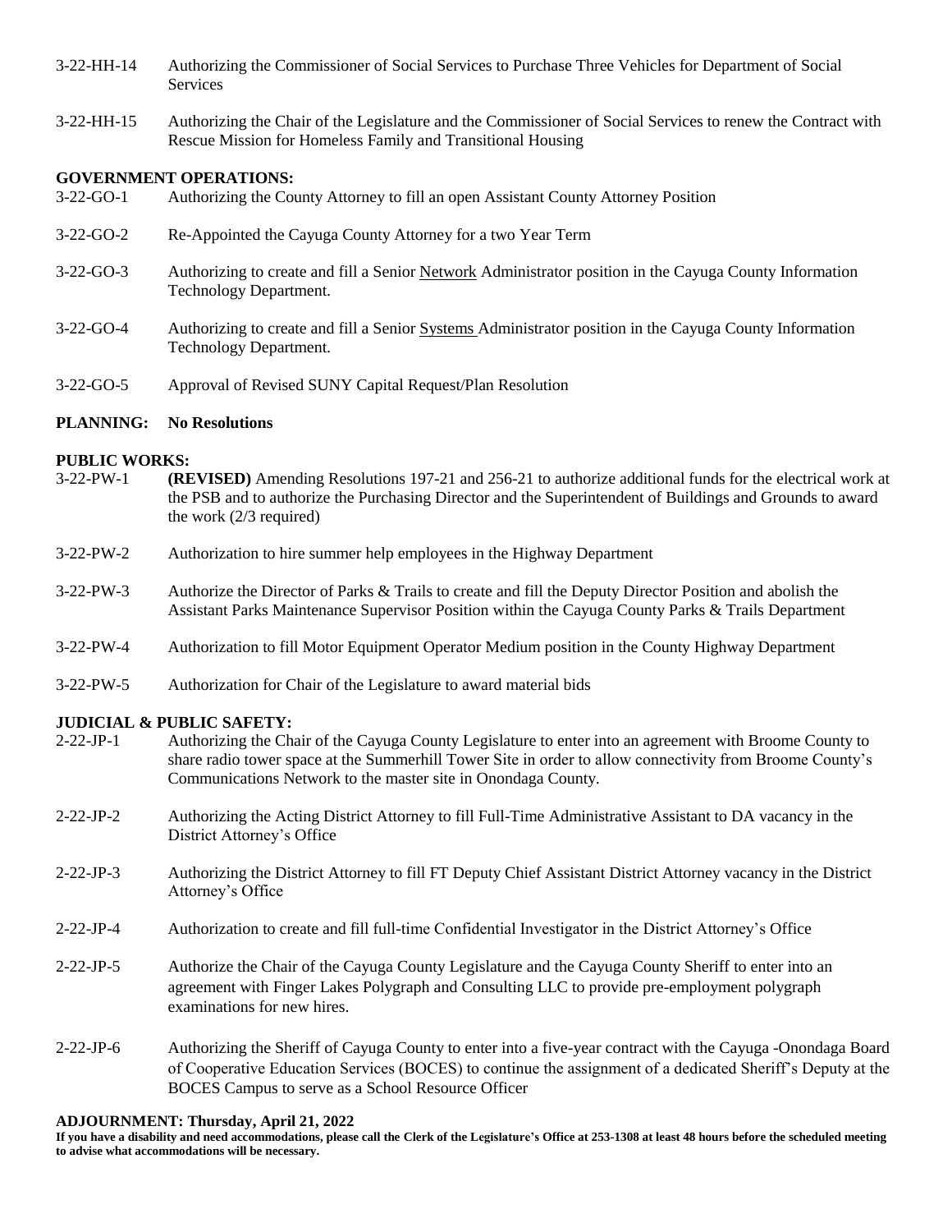3-22-HH-14 Authorizing the Commissioner of Social Services to Purchase Three Vehicles for Department of Social Services

3-22-HH-15 Authorizing the Chair of the Legislature and the Commissioner of Social Services to renew the Contract with Rescue Mission for Homeless Family and Transitional Housing

**GOVERNMENT OPERATIONS:**

3-22-GO-1 Authorizing the County Attorney to fill an open Assistant County Attorney Position

3-22-GO-2 Re-Appointed the Cayuga County Attorney for a two Year Term

3-22-GO-3 Authorizing to create and fill a Senior <u>Network</u> Administrator position in the Cayuga County Information Technology Department.

3-22-GO-4 Authorizing to create and fill a Senior <u>Systems</u> Administrator position in the Cayuga County Information Technology Department.

3-22-GO-5 Approval of Revised SUNY Capital Request/Plan Resolution

**PLANNING: No Resolutions**

**PUBLIC WORKS:**

3-22-PW-1 **(REVISED)** Amending Resolutions 197-21 and 256-21 to authorize additional funds for the electrical work at the PSB and to authorize the Purchasing Director and the Superintendent of Buildings and Grounds to award the work (2/3 required)

3-22-PW-2 Authorization to hire summer help employees in the Highway Department

3-22-PW-3 Authorize the Director of Parks & Trails to create and fill the Deputy Director Position and abolish the Assistant Parks Maintenance Supervisor Position within the Cayuga County Parks & Trails Department

3-22-PW-4 Authorization to fill Motor Equipment Operator Medium position in the County Highway Department

3-22-PW-5 Authorization for Chair of the Legislature to award material bids

**JUDICIAL & PUBLIC SAFETY:**

2-22-JP-1 Authorizing the Chair of the Cayuga County Legislature to enter into an agreement with Broome County to share radio tower space at the Summerhill Tower Site in order to allow connectivity from Broome County's Communications Network to the master site in Onondaga County.

2-22-JP-2 Authorizing the Acting District Attorney to fill Full-Time Administrative Assistant to DA vacancy in the District Attorney's Office

2-22-JP-3 Authorizing the District Attorney to fill FT Deputy Chief Assistant District Attorney vacancy in the District Attorney's Office

2-22-JP-4 Authorization to create and fill full-time Confidential Investigator in the District Attorney's Office

2-22-JP-5 Authorize the Chair of the Cayuga County Legislature and the Cayuga County Sheriff to enter into an agreement with Finger Lakes Polygraph and Consulting LLC to provide pre-employment polygraph examinations for new hires.

2-22-JP-6 Authorizing the Sheriff of Cayuga County to enter into a five-year contract with the Cayuga -Onondaga Board of Cooperative Education Services (BOCES) to continue the assignment of a dedicated Sheriff's Deputy at the BOCES Campus to serve as a School Resource Officer

**ADJOURNMENT: Thursday, April 21, 2022**

**If you have a disability and need accommodations, please call the Clerk of the Legislature's Office at 253-1308 at least 48 hours before the scheduled meeting to advise what accommodations will be necessary.**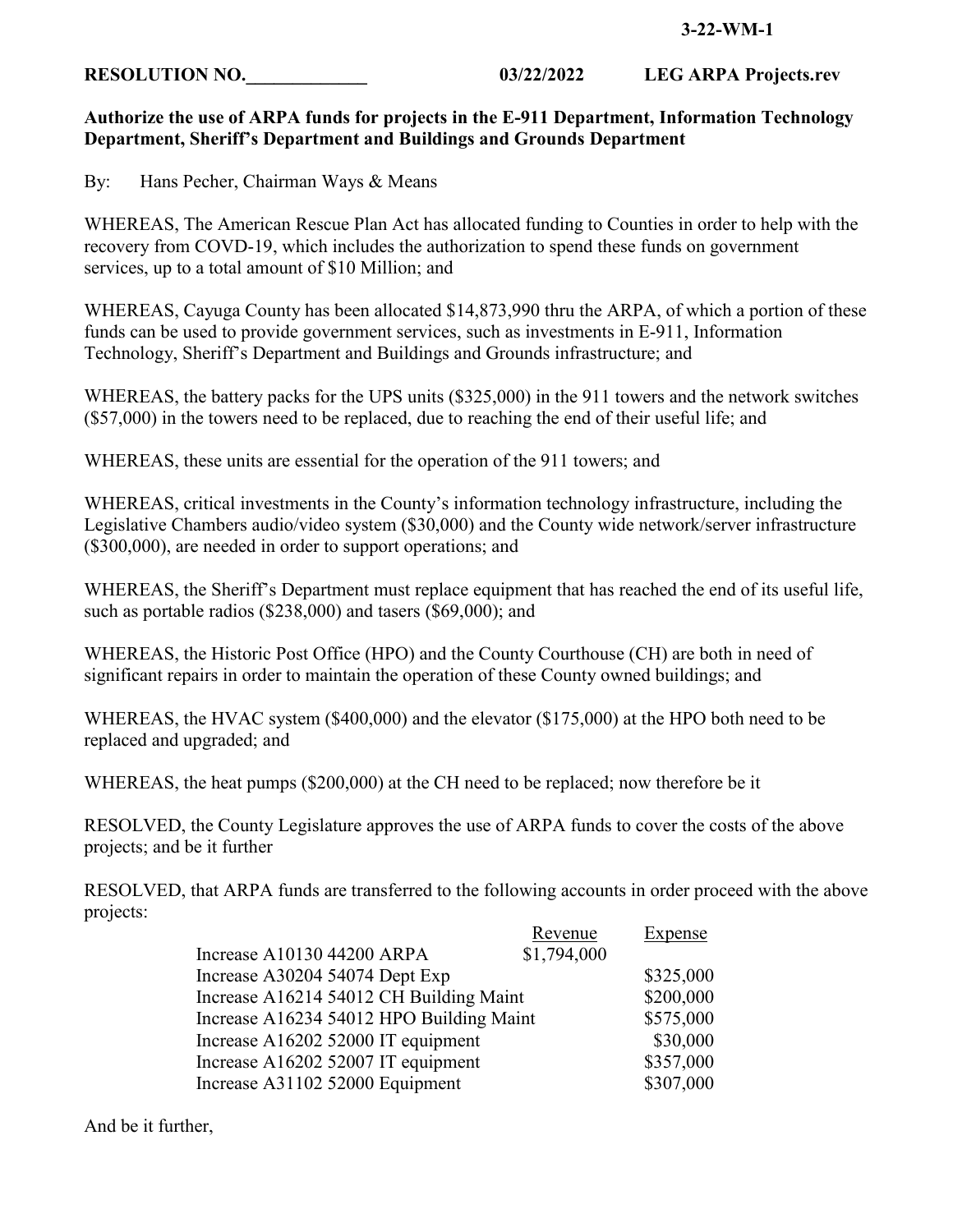3-22-WM-1

**RESOLUTION NO.\_\_\_\_\_\_\_\_\_\_\_\_\_ 03/22/2022 LEG ARPA Projects.rev**

**Authorize the use of ARPA funds for projects in the E-911 Department, Information Technology Department, Sheriff's Department and Buildings and Grounds Department**

By: Hans Pecher, Chairman Ways & Means

WHEREAS, The American Rescue Plan Act has allocated funding to Counties in order to help with the recovery from COVID-19, which includes the authorization to spend these funds on government services, up to a total amount of $10 Million; and

WHEREAS, Cayuga County has been allocated $14,873,990 thru the ARPA, of which a portion of these funds can be used to provide government services, such as investments in E-911, Information Technology, Sheriff's Department and Buildings and Grounds infrastructure; and

WHEREAS, the battery packs for the UPS units ($325,000) in the 911 towers and the network switches ($57,000) in the towers need to be replaced, due to reaching the end of their useful life; and

WHEREAS, these units are essential for the operation of the 911 towers; and

WHEREAS, critical investments in the County's information technology infrastructure, including the Legislative Chambers audio/video system ($30,000) and the County wide network/server infrastructure ($300,000), are needed in order to support operations; and

WHEREAS, the Sheriff's Department must replace equipment that has reached the end of its useful life, such as portable radios ($238,000) and tasers ($69,000); and

WHEREAS, the Historic Post Office (HPO) and the County Courthouse (CH) are both in need of significant repairs in order to maintain the operation of these County owned buildings; and

WHEREAS, the HVAC system ($400,000) and the elevator ($175,000) at the HPO both need to be replaced and upgraded; and

WHEREAS, the heat pumps ($200,000) at the CH need to be replaced; now therefore be it

RESOLVED, the County Legislature approves the use of ARPA funds to cover the costs of the above projects; and be it further

RESOLVED, that ARPA funds are transferred to the following accounts in order proceed with the above projects:

| | Revenue | Expense |
|---|---|---|
| Increase A10130 44200 ARPA | $1,794,000 | |
| Increase A30204 54074 Dept Exp | | $325,000 |
| Increase A16214 54012 CH Building Maint | | $200,000 |
| Increase A16234 54012 HPO Building Maint | | $575,000 |
| Increase A16202 52000 IT equipment | | $30,000 |
| Increase A16202 52007 IT equipment | | $357,000 |
| Increase A31102 52000 Equipment | | $307,000 |

And be it further,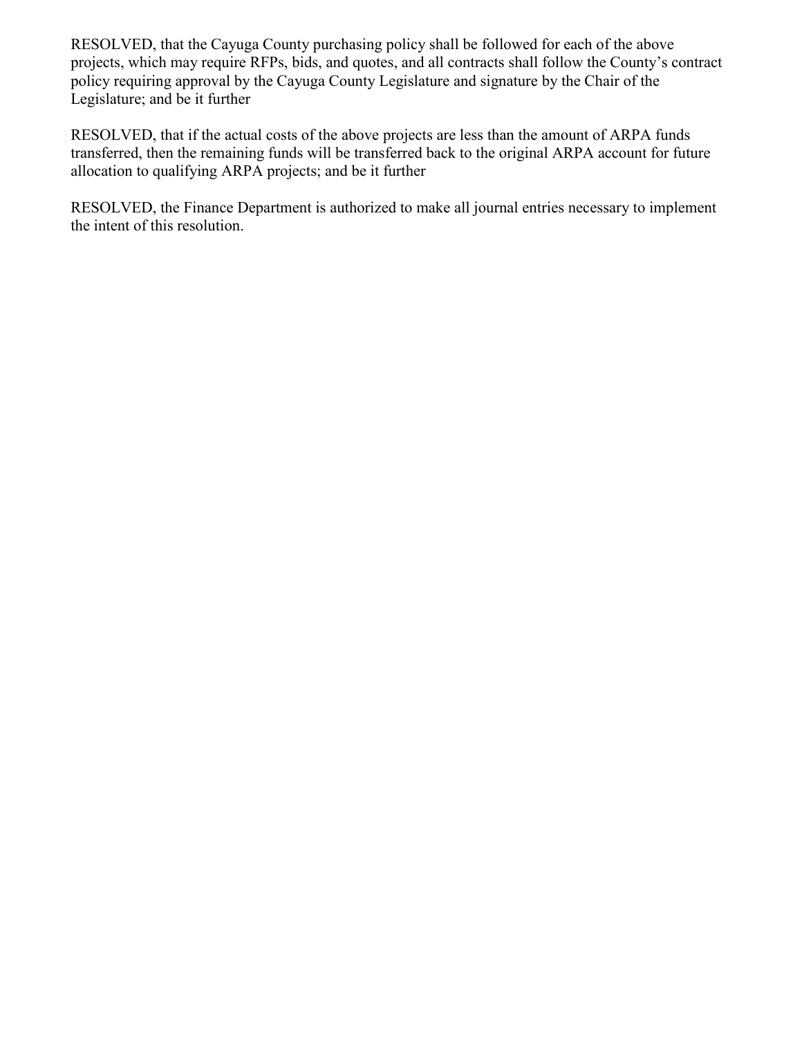RESOLVED, that the Cayuga County purchasing policy shall be followed for each of the above projects, which may require RFPs, bids, and quotes, and all contracts shall follow the County's contract policy requiring approval by the Cayuga County Legislature and signature by the Chair of the Legislature; and be it further

RESOLVED, that if the actual costs of the above projects are less than the amount of ARPA funds transferred, then the remaining funds will be transferred back to the original ARPA account for future allocation to qualifying ARPA projects; and be it further

RESOLVED, the Finance Department is authorized to make all journal entries necessary to implement the intent of this resolution.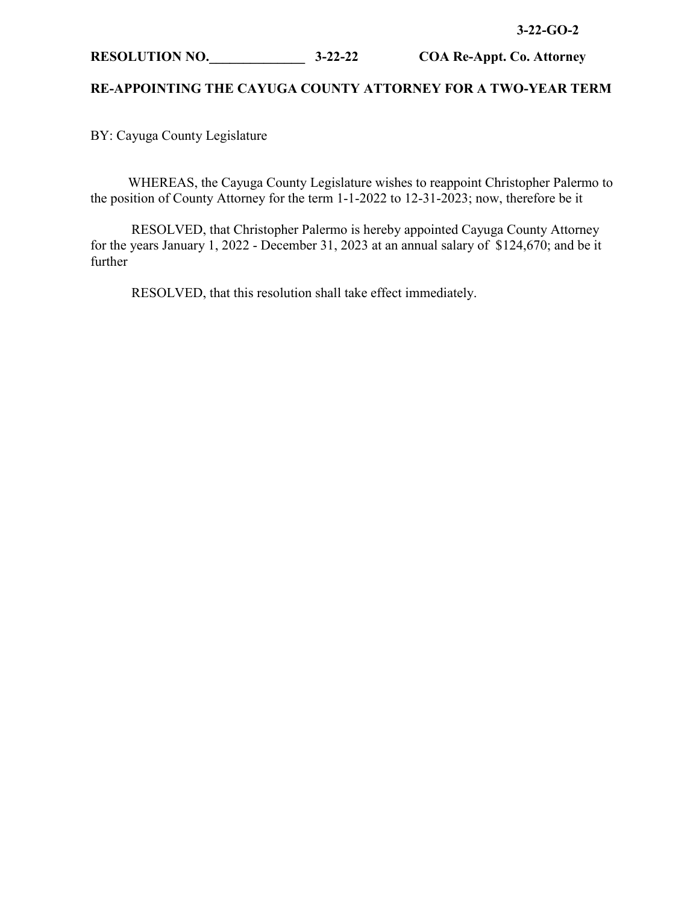**3-22-GO-2**

**RESOLUTION NO.______________ 3-22-22 COA Re-Appt. Co. Attorney**

**RE-APPOINTING THE CAYUGA COUNTY ATTORNEY FOR A TWO-YEAR TERM**

BY: Cayuga County Legislature

WHEREAS, the Cayuga County Legislature wishes to reappoint Christopher Palermo to the position of County Attorney for the term 1-1-2022 to 12-31-2023; now, therefore be it

RESOLVED, that Christopher Palermo is hereby appointed Cayuga County Attorney for the years January 1, 2022 - December 31, 2023 at an annual salary of $124,670; and be it further

RESOLVED, that this resolution shall take effect immediately.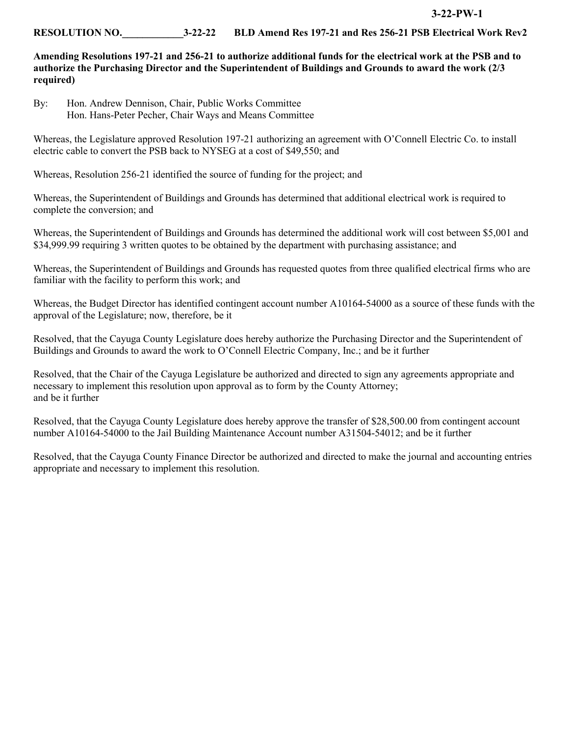**3-22-PW-1**

**RESOLUTION NO.____________3-22-22 BLD Amend Res 197-21 and Res 256-21 PSB Electrical Work Rev2**

**Amending Resolutions 197-21 and 256-21 to authorize additional funds for the electrical work at the PSB and to authorize the Purchasing Director and the Superintendent of Buildings and Grounds to award the work (2/3 required)**

By: Hon. Andrew Dennison, Chair, Public Works Committee
Hon. Hans-Peter Pecher, Chair Ways and Means Committee

Whereas, the Legislature approved Resolution 197-21 authorizing an agreement with O'Connell Electric Co. to install electric cable to convert the PSB back to NYSEG at a cost of $49,550; and

Whereas, Resolution 256-21 identified the source of funding for the project; and

Whereas, the Superintendent of Buildings and Grounds has determined that additional electrical work is required to complete the conversion; and

Whereas, the Superintendent of Buildings and Grounds has determined the additional work will cost between $5,001 and $34,999.99 requiring 3 written quotes to be obtained by the department with purchasing assistance; and

Whereas, the Superintendent of Buildings and Grounds has requested quotes from three qualified electrical firms who are familiar with the facility to perform this work; and

Whereas, the Budget Director has identified contingent account number A10164-54000 as a source of these funds with the approval of the Legislature; now, therefore, be it

Resolved, that the Cayuga County Legislature does hereby authorize the Purchasing Director and the Superintendent of Buildings and Grounds to award the work to O'Connell Electric Company, Inc.; and be it further

Resolved, that the Chair of the Cayuga Legislature be authorized and directed to sign any agreements appropriate and necessary to implement this resolution upon approval as to form by the County Attorney;
and be it further

Resolved, that the Cayuga County Legislature does hereby approve the transfer of $28,500.00 from contingent account number A10164-54000 to the Jail Building Maintenance Account number A31504-54012; and be it further

Resolved, that the Cayuga County Finance Director be authorized and directed to make the journal and accounting entries appropriate and necessary to implement this resolution.